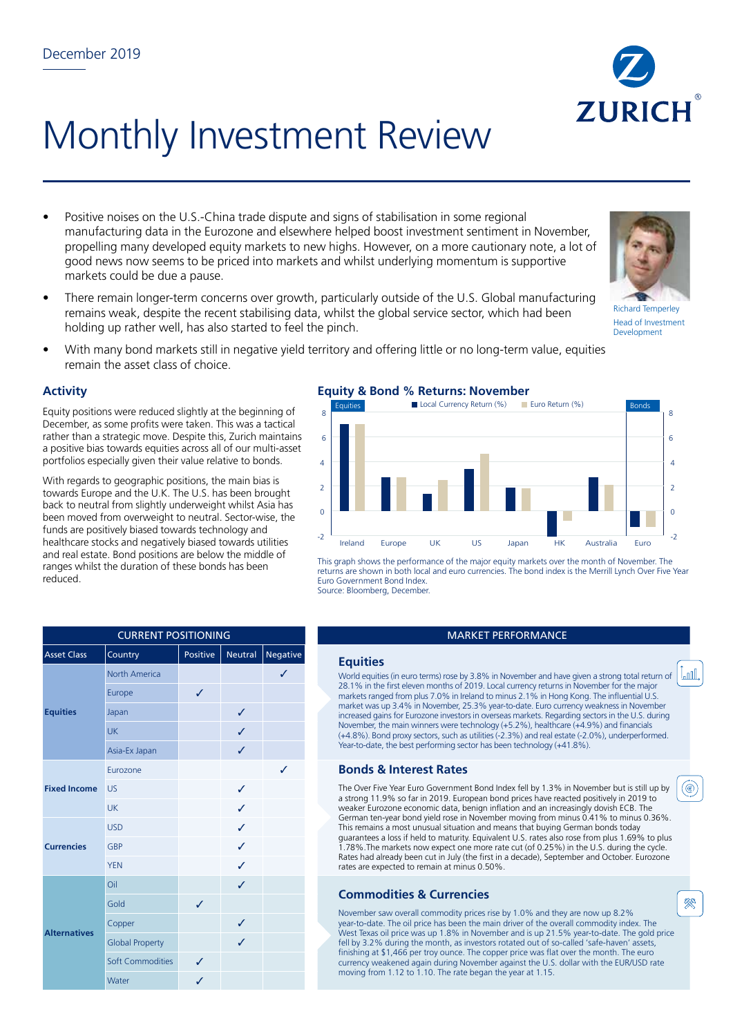December 2019

# Monthly Investment Review

- Positive noises on the U.S.-China trade dispute and signs of stabilisation in some regional manufacturing data in the Eurozone and elsewhere helped boost investment sentiment in November, propelling many developed equity markets to new highs. However, on a more cautionary note, a lot of good news now seems to be priced into markets and whilst underlying momentum is supportive markets could be due a pause.
- There remain longer-term concerns over growth, particularly outside of the U.S. Global manufacturing remains weak, despite the recent stabilising data, whilst the global service sector, which had been holding up rather well, has also started to feel the pinch.
- With many bond markets still in negative yield territory and offering little or no long-term value, equities remain the asset class of choice.

Richard Temperley
Head of Investment Development

## Activity

Equity positions were reduced slightly at the beginning of December, as some profits were taken. This was a tactical rather than a strategic move. Despite this, Zurich maintains a positive bias towards equities across all of our multi-asset portfolios especially given their value relative to bonds.

With regards to geographic positions, the main bias is towards Europe and the U.K. The U.S. has been brought back to neutral from slightly underweight whilst Asia has been moved from overweight to neutral. Sector-wise, the funds are positively biased towards technology and healthcare stocks and negatively biased towards utilities and real estate. Bond positions are below the middle of ranges whilst the duration of these bonds has been reduced.

## Equity & Bond % Returns: November

This graph shows the performance of the major equity markets over the month of November. The returns are shown in both local and euro currencies. The bond index is the Merrill Lynch Over Five Year Euro Government Bond Index.
Source: Bloomberg, December.

| CURRENT POSITIONING | | | | |
|---|---|---|---|---|
| **Asset Class** | **Country** | **Positive** | **Neutral** | **Negative** |
| **Equities** | North America | | | ✓ |
| | Europe | ✓ | | |
| | Japan | | ✓ | |
| | UK | | ✓ | |
| | Asia-Ex Japan | | ✓ | |
| **Fixed Income** | Eurozone | | | ✓ |
| | US | | ✓ | |
| | UK | | ✓ | |
| **Currencies** | USD | | ✓ | |
| | GBP | | ✓ | |
| | YEN | | ✓ | |
| **Alternatives** | Oil | | ✓ | |
| | Gold | ✓ | | |
| | Copper | | ✓ | |
| | Global Property | | ✓ | |
| | Soft Commodities | ✓ | | |
| | Water | ✓ | | |

## MARKET PERFORMANCE

### Equities

World equities (in euro terms) rose by 3.8% in November and have given a strong total return of 28.1% in the first eleven months of 2019. Local currency returns in November for the major markets ranged from plus 7.0% in Ireland to minus 2.1% in Hong Kong. The influential U.S. market was up 3.4% in November, 25.3% year-to-date. Euro currency weakness in November increased gains for Eurozone investors in overseas markets. Regarding sectors in the U.S. during November, the main winners were technology (+5.2%), healthcare (+4.9%) and financials (+4.8%). Bond proxy sectors, such as utilities (-2.3%) and real estate (-2.0%), underperformed. Year-to-date, the best performing sector has been technology (+41.8%).

### Bonds & Interest Rates

The Over Five Year Euro Government Bond Index fell by 1.3% in November but is still up by a strong 11.9% so far in 2019. European bond prices have reacted positively in 2019 to weaker Eurozone economic data, benign inflation and an increasingly dovish ECB. The German ten-year bond yield rose in November moving from minus 0.41% to minus 0.36%. This remains a most unusual situation and means that buying German bonds today guarantees a loss if held to maturity. Equivalent U.S. rates also rose from plus 1.69% to plus 1.78%.The markets now expect one more rate cut (of 0.25%) in the U.S. during the cycle. Rates had already been cut in July (the first in a decade), September and October. Eurozone rates are expected to remain at minus 0.50%.

### Commodities & Currencies

November saw overall commodity prices rise by 1.0% and they are now up 8.2% year-to-date. The oil price has been the main driver of the overall commodity index. The West Texas oil price was up 1.8% in November and is up 21.5% year-to-date. The gold price fell by 3.2% during the month, as investors rotated out of so-called 'safe-haven' assets, finishing at $1,466 per troy ounce. The copper price was flat over the month. The euro currency weakened again during November against the U.S. dollar with the EUR/USD rate moving from 1.12 to 1.10. The rate began the year at 1.15.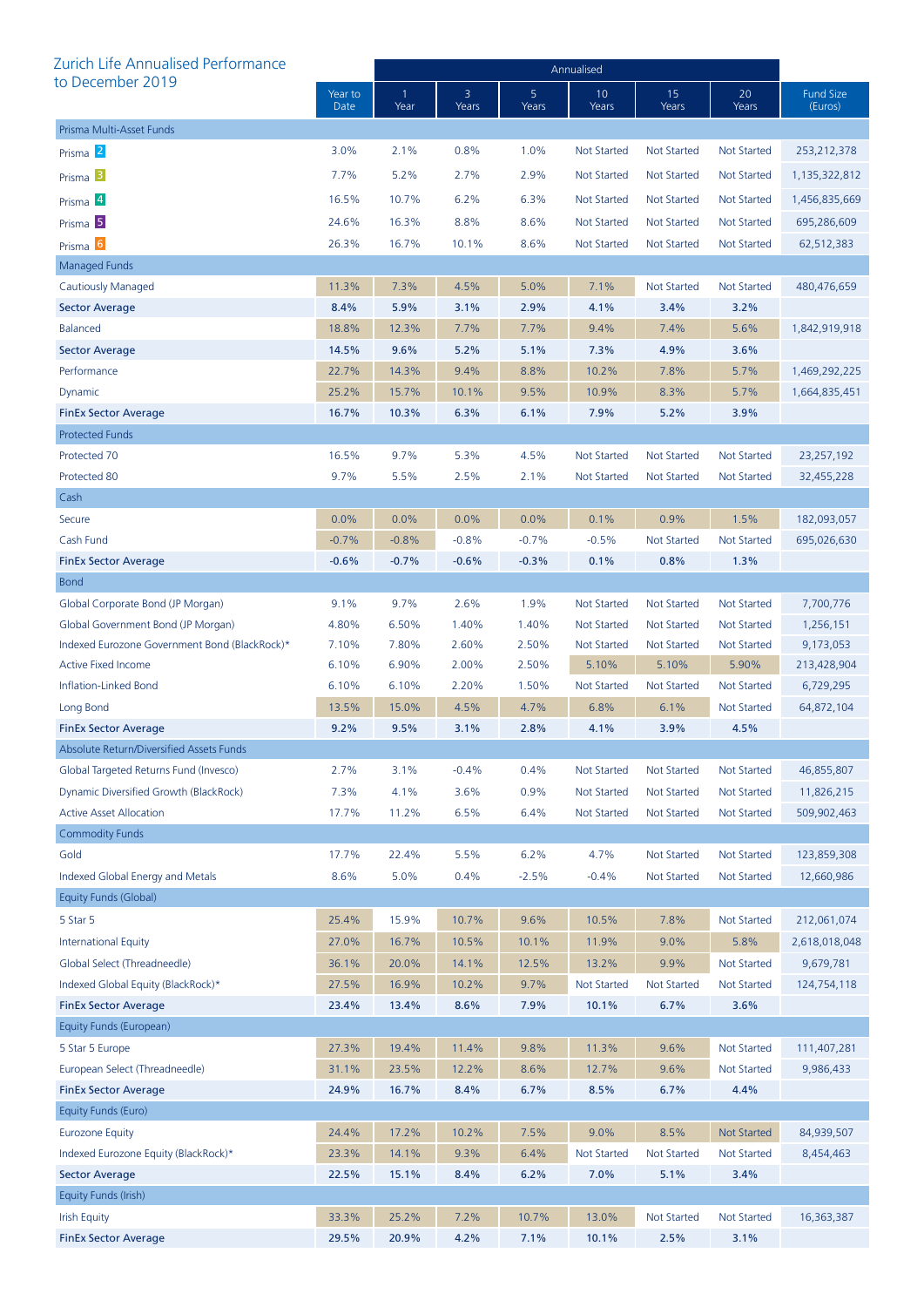## Zurich Life Annualised Performance to December 2019

| | Year to Date | Annualised | | | | | | Fund Size (Euros) |
|---|---|---|---|---|---|---|---|---|
| | | 1 Year | 3 Years | 5 Years | 10 Years | 15 Years | 20 Years | |
| **Prisma Multi-Asset Funds** | | | | | | | | |
| Prisma 2 | 3.0% | 2.1% | 0.8% | 1.0% | Not Started | Not Started | Not Started | 253,212,378 |
| Prisma 3 | 7.7% | 5.2% | 2.7% | 2.9% | Not Started | Not Started | Not Started | 1,135,322,812 |
| Prisma 4 | 16.5% | 10.7% | 6.2% | 6.3% | Not Started | Not Started | Not Started | 1,456,835,669 |
| Prisma 5 | 24.6% | 16.3% | 8.8% | 8.6% | Not Started | Not Started | Not Started | 695,286,609 |
| Prisma 6 | 26.3% | 16.7% | 10.1% | 8.6% | Not Started | Not Started | Not Started | 62,512,383 |
| **Managed Funds** | | | | | | | | |
| Cautiously Managed | 11.3% | 7.3% | 4.5% | 5.0% | 7.1% | Not Started | Not Started | 480,476,659 |
| **Sector Average** | **8.4%** | **5.9%** | **3.1%** | **2.9%** | **4.1%** | **3.4%** | **3.2%** | |
| Balanced | 18.8% | 12.3% | 7.7% | 7.7% | 9.4% | 7.4% | 5.6% | 1,842,919,918 |
| **Sector Average** | **14.5%** | **9.6%** | **5.2%** | **5.1%** | **7.3%** | **4.9%** | **3.6%** | |
| Performance | 22.7% | 14.3% | 9.4% | 8.8% | 10.2% | 7.8% | 5.7% | 1,469,292,225 |
| Dynamic | 25.2% | 15.7% | 10.1% | 9.5% | 10.9% | 8.3% | 5.7% | 1,664,835,451 |
| **FinEx Sector Average** | **16.7%** | **10.3%** | **6.3%** | **6.1%** | **7.9%** | **5.2%** | **3.9%** | |
| **Protected Funds** | | | | | | | | |
| Protected 70 | 16.5% | 9.7% | 5.3% | 4.5% | Not Started | Not Started | Not Started | 23,257,192 |
| Protected 80 | 9.7% | 5.5% | 2.5% | 2.1% | Not Started | Not Started | Not Started | 32,455,228 |
| **Cash** | | | | | | | | |
| Secure | 0.0% | 0.0% | 0.0% | 0.0% | 0.1% | 0.9% | 1.5% | 182,093,057 |
| Cash Fund | -0.7% | -0.8% | -0.8% | -0.7% | -0.5% | Not Started | Not Started | 695,026,630 |
| **FinEx Sector Average** | **-0.6%** | **-0.7%** | **-0.6%** | **-0.3%** | **0.1%** | **0.8%** | **1.3%** | |
| **Bond** | | | | | | | | |
| Global Corporate Bond (JP Morgan) | 9.1% | 9.7% | 2.6% | 1.9% | Not Started | Not Started | Not Started | 7,700,776 |
| Global Government Bond (JP Morgan) | 4.80% | 6.50% | 1.40% | 1.40% | Not Started | Not Started | Not Started | 1,256,151 |
| Indexed Eurozone Government Bond (BlackRock)* | 7.10% | 7.80% | 2.60% | 2.50% | Not Started | Not Started | Not Started | 9,173,053 |
| Active Fixed Income | 6.10% | 6.90% | 2.00% | 2.50% | 5.10% | 5.10% | 5.90% | 213,428,904 |
| Inflation-Linked Bond | 6.10% | 6.10% | 2.20% | 1.50% | Not Started | Not Started | Not Started | 6,729,295 |
| Long Bond | 13.5% | 15.0% | 4.5% | 4.7% | 6.8% | 6.1% | Not Started | 64,872,104 |
| **FinEx Sector Average** | **9.2%** | **9.5%** | **3.1%** | **2.8%** | **4.1%** | **3.9%** | **4.5%** | |
| **Absolute Return/Diversified Assets Funds** | | | | | | | | |
| Global Targeted Returns Fund (Invesco) | 2.7% | 3.1% | -0.4% | 0.4% | Not Started | Not Started | Not Started | 46,855,807 |
| Dynamic Diversified Growth (BlackRock) | 7.3% | 4.1% | 3.6% | 0.9% | Not Started | Not Started | Not Started | 11,826,215 |
| Active Asset Allocation | 17.7% | 11.2% | 6.5% | 6.4% | Not Started | Not Started | Not Started | 509,902,463 |
| **Commodity Funds** | | | | | | | | |
| Gold | 17.7% | 22.4% | 5.5% | 6.2% | 4.7% | Not Started | Not Started | 123,859,308 |
| Indexed Global Energy and Metals | 8.6% | 5.0% | 0.4% | -2.5% | -0.4% | Not Started | Not Started | 12,660,986 |
| **Equity Funds (Global)** | | | | | | | | |
| 5 Star 5 | 25.4% | 15.9% | 10.7% | 9.6% | 10.5% | 7.8% | Not Started | 212,061,074 |
| International Equity | 27.0% | 16.7% | 10.5% | 10.1% | 11.9% | 9.0% | 5.8% | 2,618,018,048 |
| Global Select (Threadneedle) | 36.1% | 20.0% | 14.1% | 12.5% | 13.2% | 9.9% | Not Started | 9,679,781 |
| Indexed Global Equity (BlackRock)* | 27.5% | 16.9% | 10.2% | 9.7% | Not Started | Not Started | Not Started | 124,754,118 |
| **FinEx Sector Average** | **23.4%** | **13.4%** | **8.6%** | **7.9%** | **10.1%** | **6.7%** | **3.6%** | |
| **Equity Funds (European)** | | | | | | | | |
| 5 Star 5 Europe | 27.3% | 19.4% | 11.4% | 9.8% | 11.3% | 9.6% | Not Started | 111,407,281 |
| European Select (Threadneedle) | 31.1% | 23.5% | 12.2% | 8.6% | 12.7% | 9.6% | Not Started | 9,986,433 |
| **FinEx Sector Average** | **24.9%** | **16.7%** | **8.4%** | **6.7%** | **8.5%** | **6.7%** | **4.4%** | |
| **Equity Funds (Euro)** | | | | | | | | |
| Eurozone Equity | 24.4% | 17.2% | 10.2% | 7.5% | 9.0% | 8.5% | Not Started | 84,939,507 |
| Indexed Eurozone Equity (BlackRock)* | 23.3% | 14.1% | 9.3% | 6.4% | Not Started | Not Started | Not Started | 8,454,463 |
| **Sector Average** | **22.5%** | **15.1%** | **8.4%** | **6.2%** | **7.0%** | **5.1%** | **3.4%** | |
| **Equity Funds (Irish)** | | | | | | | | |
| Irish Equity | 33.3% | 25.2% | 7.2% | 10.7% | 13.0% | Not Started | Not Started | 16,363,387 |
| **FinEx Sector Average** | **29.5%** | **20.9%** | **4.2%** | **7.1%** | **10.1%** | **2.5%** | **3.1%** | |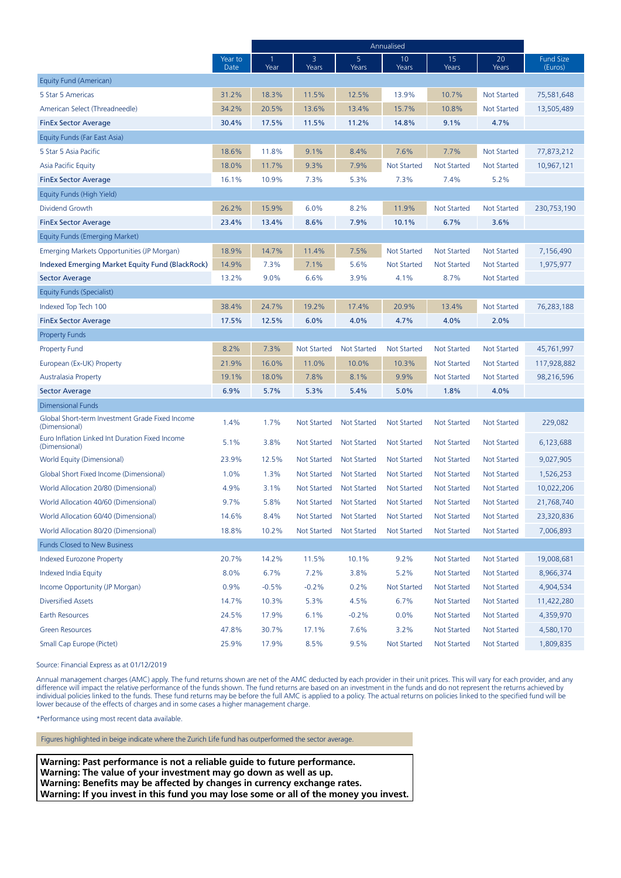| | Year to Date | Annualised | | | | | | Fund Size (Euros) |
|---|---|---|---|---|---|---|---|---|
| | | 1 Year | 3 Years | 5 Years | 10 Years | 15 Years | 20 Years | |
| **Equity Fund (American)** | | | | | | | | |
| 5 Star 5 Americas | 31.2% | 18.3% | 11.5% | 12.5% | 13.9% | 10.7% | Not Started | 75,581,648 |
| American Select (Threadneedle) | 34.2% | 20.5% | 13.6% | 13.4% | 15.7% | 10.8% | Not Started | 13,505,489 |
| **FinEx Sector Average** | **30.4%** | **17.5%** | **11.5%** | **11.2%** | **14.8%** | **9.1%** | **4.7%** | |
| **Equity Funds (Far East Asia)** | | | | | | | | |
| 5 Star 5 Asia Pacific | 18.6% | 11.8% | 9.1% | 8.4% | 7.6% | 7.7% | Not Started | 77,873,212 |
| Asia Pacific Equity | 18.0% | 11.7% | 9.3% | 7.9% | Not Started | Not Started | Not Started | 10,967,121 |
| **FinEx Sector Average** | 16.1% | 10.9% | 7.3% | 5.3% | 7.3% | 7.4% | 5.2% | |
| **Equity Funds (High Yield)** | | | | | | | | |
| Dividend Growth | 26.2% | 15.9% | 6.0% | 8.2% | 11.9% | Not Started | Not Started | 230,753,190 |
| **FinEx Sector Average** | **23.4%** | **13.4%** | **8.6%** | **7.9%** | **10.1%** | **6.7%** | **3.6%** | |
| **Equity Funds (Emerging Market)** | | | | | | | | |
| Emerging Markets Opportunities (JP Morgan) | 18.9% | 14.7% | 11.4% | 7.5% | Not Started | Not Started | Not Started | 7,156,490 |
| **Indexed Emerging Market Equity Fund (BlackRock)** | 14.9% | 7.3% | 7.1% | 5.6% | Not Started | Not Started | Not Started | 1,975,977 |
| **Sector Average** | 13.2% | 9.0% | 6.6% | 3.9% | 4.1% | 8.7% | Not Started | |
| **Equity Funds (Specialist)** | | | | | | | | |
| Indexed Top Tech 100 | 38.4% | 24.7% | 19.2% | 17.4% | 20.9% | 13.4% | Not Started | 76,283,188 |
| **FinEx Sector Average** | **17.5%** | **12.5%** | **6.0%** | **4.0%** | **4.7%** | **4.0%** | **2.0%** | |
| **Property Funds** | | | | | | | | |
| Property Fund | 8.2% | 7.3% | Not Started | Not Started | Not Started | Not Started | Not Started | 45,761,997 |
| European (Ex-UK) Property | 21.9% | 16.0% | 11.0% | 10.0% | 10.3% | Not Started | Not Started | 117,928,882 |
| Australasia Property | 19.1% | 18.0% | 7.8% | 8.1% | 9.9% | Not Started | Not Started | 98,216,596 |
| **Sector Average** | **6.9%** | **5.7%** | **5.3%** | **5.4%** | **5.0%** | **1.8%** | **4.0%** | |
| **Dimensional Funds** | | | | | | | | |
| Global Short-term Investment Grade Fixed Income (Dimensional) | 1.4% | 1.7% | Not Started | Not Started | Not Started | Not Started | Not Started | 229,082 |
| Euro Inflation Linked Int Duration Fixed Income (Dimensional) | 5.1% | 3.8% | Not Started | Not Started | Not Started | Not Started | Not Started | 6,123,688 |
| World Equity (Dimensional) | 23.9% | 12.5% | Not Started | Not Started | Not Started | Not Started | Not Started | 9,027,905 |
| Global Short Fixed Income (Dimensional) | 1.0% | 1.3% | Not Started | Not Started | Not Started | Not Started | Not Started | 1,526,253 |
| World Allocation 20/80 (Dimensional) | 4.9% | 3.1% | Not Started | Not Started | Not Started | Not Started | Not Started | 10,022,206 |
| World Allocation 40/60 (Dimensional) | 9.7% | 5.8% | Not Started | Not Started | Not Started | Not Started | Not Started | 21,768,740 |
| World Allocation 60/40 (Dimensional) | 14.6% | 8.4% | Not Started | Not Started | Not Started | Not Started | Not Started | 23,320,836 |
| World Allocation 80/20 (Dimensional) | 18.8% | 10.2% | Not Started | Not Started | Not Started | Not Started | Not Started | 7,006,893 |
| **Funds Closed to New Business** | | | | | | | | |
| Indexed Eurozone Property | 20.7% | 14.2% | 11.5% | 10.1% | 9.2% | Not Started | Not Started | 19,008,681 |
| Indexed India Equity | 8.0% | 6.7% | 7.2% | 3.8% | 5.2% | Not Started | Not Started | 8,966,374 |
| Income Opportunity (JP Morgan) | 0.9% | -0.5% | -0.2% | 0.2% | Not Started | Not Started | Not Started | 4,904,534 |
| Diversified Assets | 14.7% | 10.3% | 5.3% | 4.5% | 6.7% | Not Started | Not Started | 11,422,280 |
| Earth Resources | 24.5% | 17.9% | 6.1% | -0.2% | 0.0% | Not Started | Not Started | 4,359,970 |
| Green Resources | 47.8% | 30.7% | 17.1% | 7.6% | 3.2% | Not Started | Not Started | 4,580,170 |
| Small Cap Europe (Pictet) | 25.9% | 17.9% | 8.5% | 9.5% | Not Started | Not Started | Not Started | 1,809,835 |

Source: Financial Express as at 01/12/2019

Annual management charges (AMC) apply. The fund returns shown are net of the AMC deducted by each provider in their unit prices. This will vary for each provider, and any difference will impact the relative performance of the funds shown. The fund returns are based on an investment in the funds and do not represent the returns achieved by individual policies linked to the funds. These fund returns may be before the full AMC is applied to a policy. The actual returns on policies linked to the specified fund will be lower because of the effects of charges and in some cases a higher management charge.

*Performance using most recent data available.

Figures highlighted in beige indicate where the Zurich Life fund has outperformed the sector average.

**Warning: Past performance is not a reliable guide to future performance.**
**Warning: The value of your investment may go down as well as up.**
**Warning: Benefits may be affected by changes in currency exchange rates.**
**Warning: If you invest in this fund you may lose some or all of the money you invest.**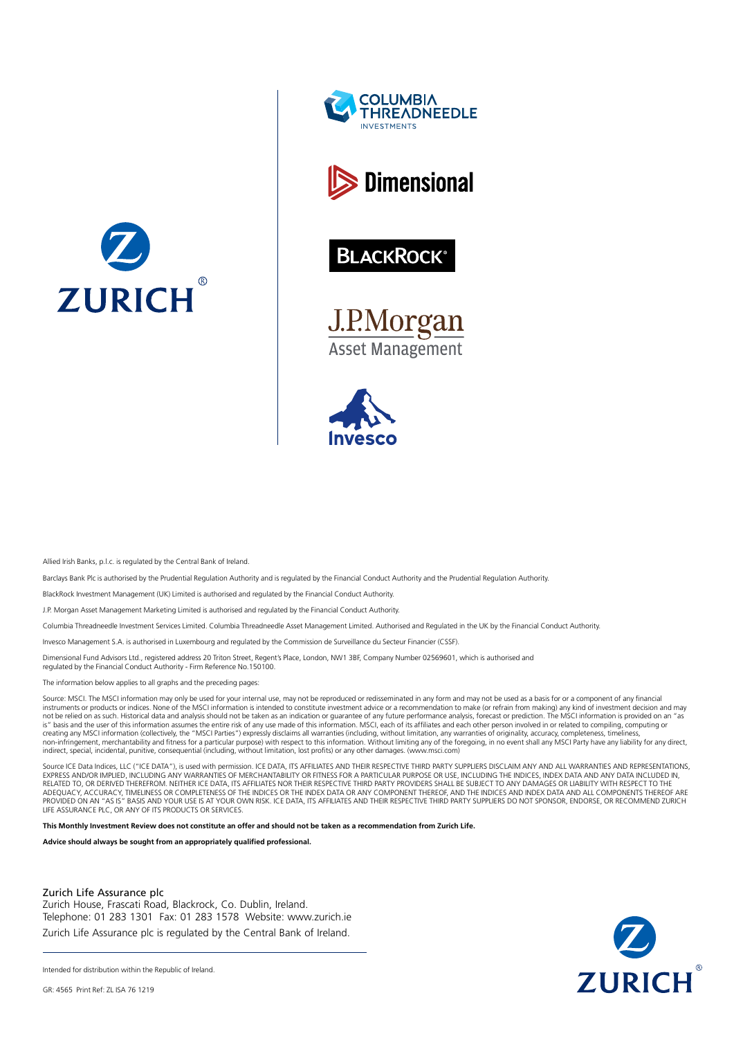Allied Irish Banks, p.l.c. is regulated by the Central Bank of Ireland.

Barclays Bank Plc is authorised by the Prudential Regulation Authority and is regulated by the Financial Conduct Authority and the Prudential Regulation Authority.

BlackRock Investment Management (UK) Limited is authorised and regulated by the Financial Conduct Authority.

J.P. Morgan Asset Management Marketing Limited is authorised and regulated by the Financial Conduct Authority.

Columbia Threadneedle Investment Services Limited. Columbia Threadneedle Asset Management Limited. Authorised and Regulated in the UK by the Financial Conduct Authority.

Invesco Management S.A. is authorised in Luxembourg and regulated by the Commission de Surveillance du Secteur Financier (CSSF).

Dimensional Fund Advisors Ltd., registered address 20 Triton Street, Regent's Place, London, NW1 3BF, Company Number 02569601, which is authorised and regulated by the Financial Conduct Authority - Firm Reference No.150100.

The information below applies to all graphs and the preceding pages:

Source: MSCI. The MSCI information may only be used for your internal use, may not be reproduced or redisseminated in any form and may not be used as a basis for or a component of any financial instruments or products or indices. None of the MSCI information is intended to constitute investment advice or a recommendation to make (or refrain from making) any kind of investment decision and may not be relied on as such. Historical data and analysis should not be taken as an indication or guarantee of any future performance analysis, forecast or prediction. The MSCI information is provided on an "as is" basis and the user of this information assumes the entire risk of any use made of this information. MSCI, each of its affiliates and each other person involved in or related to compiling, computing or creating any MSCI information (collectively, the "MSCI Parties") expressly disclaims all warranties (including, without limitation, any warranties of originality, accuracy, completeness, timeliness, non-infringement, merchantability and fitness for a particular purpose) with respect to this information. Without limiting any of the foregoing, in no event shall any MSCI Party have any liability for any direct, indirect, special, incidental, punitive, consequential (including, without limitation, lost profits) or any other damages. (www.msci.com)

Source ICE Data Indices, LLC ("ICE DATA"), is used with permission. ICE DATA, ITS AFFILIATES AND THEIR RESPECTIVE THIRD PARTY SUPPLIERS DISCLAIM ANY AND ALL WARRANTIES AND REPRESENTATIONS, EXPRESS AND/OR IMPLIED, INCLUDING ANY WARRANTIES OF MERCHANTABILITY OR FITNESS FOR A PARTICULAR PURPOSE OR USE, INCLUDING THE INDICES, INDEX DATA AND ANY DATA INCLUDED IN, RELATED TO, OR DERIVED THEREFROM. NEITHER ICE DATA, ITS AFFILIATES NOR THEIR RESPECTIVE THIRD PARTY PROVIDERS SHALL BE SUBJECT TO ANY DAMAGES OR LIABILITY WITH RESPECT TO THE ADEQUACY, ACCURACY, TIMELINESS OR COMPLETENESS OF THE INDICES OR THE INDEX DATA OR ANY COMPONENT THEREOF, AND THE INDICES AND INDEX DATA AND ALL COMPONENTS THEREOF ARE PROVIDED ON AN "AS IS" BASIS AND YOUR USE IS AT YOUR OWN RISK. ICE DATA, ITS AFFILIATES AND THEIR RESPECTIVE THIRD PARTY SUPPLIERS DO NOT SPONSOR, ENDORSE, OR RECOMMEND ZURICH LIFE ASSURANCE PLC, OR ANY OF ITS PRODUCTS OR SERVICES.

**This Monthly Investment Review does not constitute an offer and should not be taken as a recommendation from Zurich Life.**

**Advice should always be sought from an appropriately qualified professional.**

Zurich Life Assurance plc
Zurich House, Frascati Road, Blackrock, Co. Dublin, Ireland.
Telephone: 01 283 1301 Fax: 01 283 1578 Website: www.zurich.ie
Zurich Life Assurance plc is regulated by the Central Bank of Ireland.

Intended for distribution within the Republic of Ireland.

GR: 4565 Print Ref: ZL ISA 76 1219